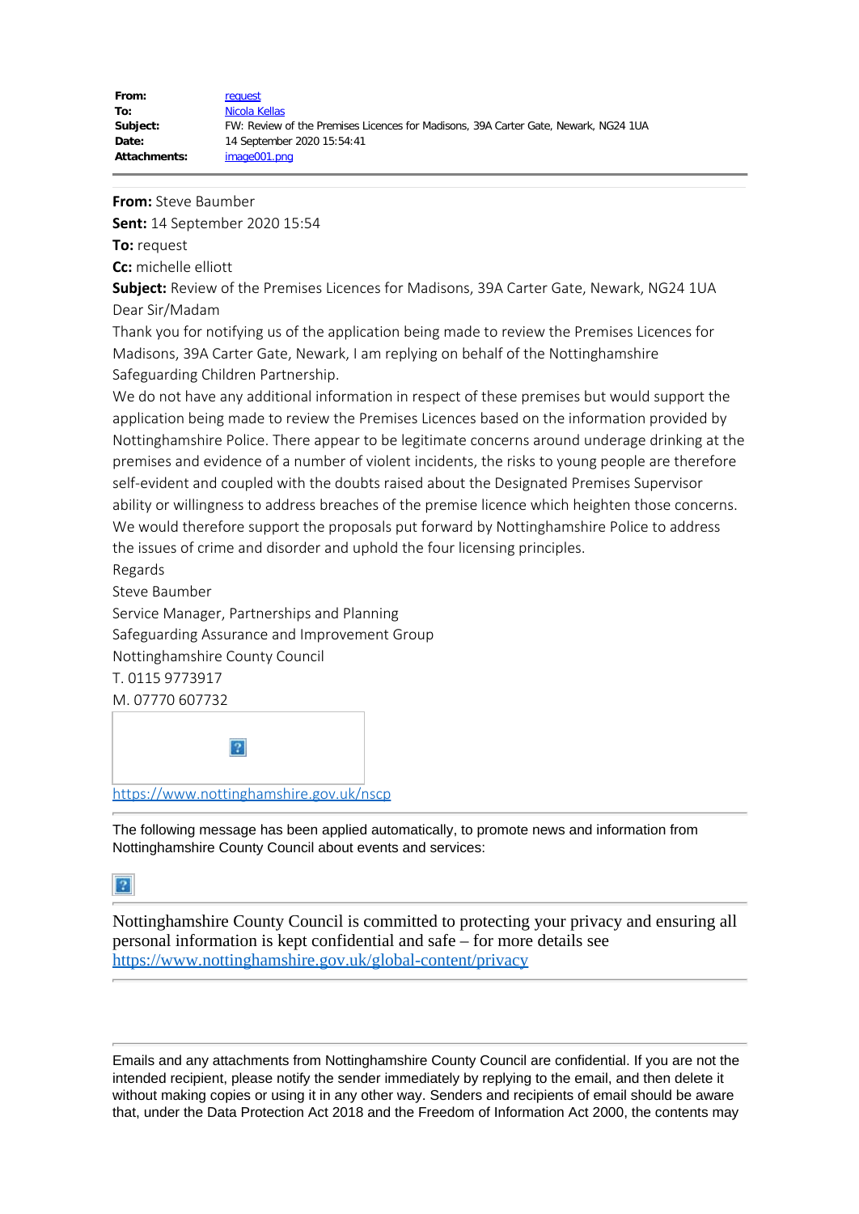| | |
|---|---|
| **From:** | request |
| **To:** | Nicola Kellas |
| **Subject:** | FW: Review of the Premises Licences for Madisons, 39A Carter Gate, Newark, NG24 1UA |
| **Date:** | 14 September 2020 15:54:41 |
| **Attachments:** | image001.png |

---

**From:** Steve Baumber
**Sent:** 14 September 2020 15:54
**To:** request
**Cc:** michelle elliott
**Subject:** Review of the Premises Licences for Madisons, 39A Carter Gate, Newark, NG24 1UA

Dear Sir/Madam

Thank you for notifying us of the application being made to review the Premises Licences for Madisons, 39A Carter Gate, Newark, I am replying on behalf of the Nottinghamshire Safeguarding Children Partnership.

We do not have any additional information in respect of these premises but would support the application being made to review the Premises Licences based on the information provided by Nottinghamshire Police. There appear to be legitimate concerns around underage drinking at the premises and evidence of a number of violent incidents, the risks to young people are therefore self-evident and coupled with the doubts raised about the Designated Premises Supervisor ability or willingness to address breaches of the premise licence which heighten those concerns.

We would therefore support the proposals put forward by Nottinghamshire Police to address the issues of crime and disorder and uphold the four licensing principles.

Regards

Steve Baumber
Service Manager, Partnerships and Planning
Safeguarding Assurance and Improvement Group
Nottinghamshire County Council
T. 0115 9773917
M. 07770 607732

https://www.nottinghamshire.gov.uk/nscp

---

The following message has been applied automatically, to promote news and information from Nottinghamshire County Council about events and services:

---

Nottinghamshire County Council is committed to protecting your privacy and ensuring all personal information is kept confidential and safe – for more details see https://www.nottinghamshire.gov.uk/global-content/privacy

---

Emails and any attachments from Nottinghamshire County Council are confidential. If you are not the intended recipient, please notify the sender immediately by replying to the email, and then delete it without making copies or using it in any other way. Senders and recipients of email should be aware that, under the Data Protection Act 2018 and the Freedom of Information Act 2000, the contents may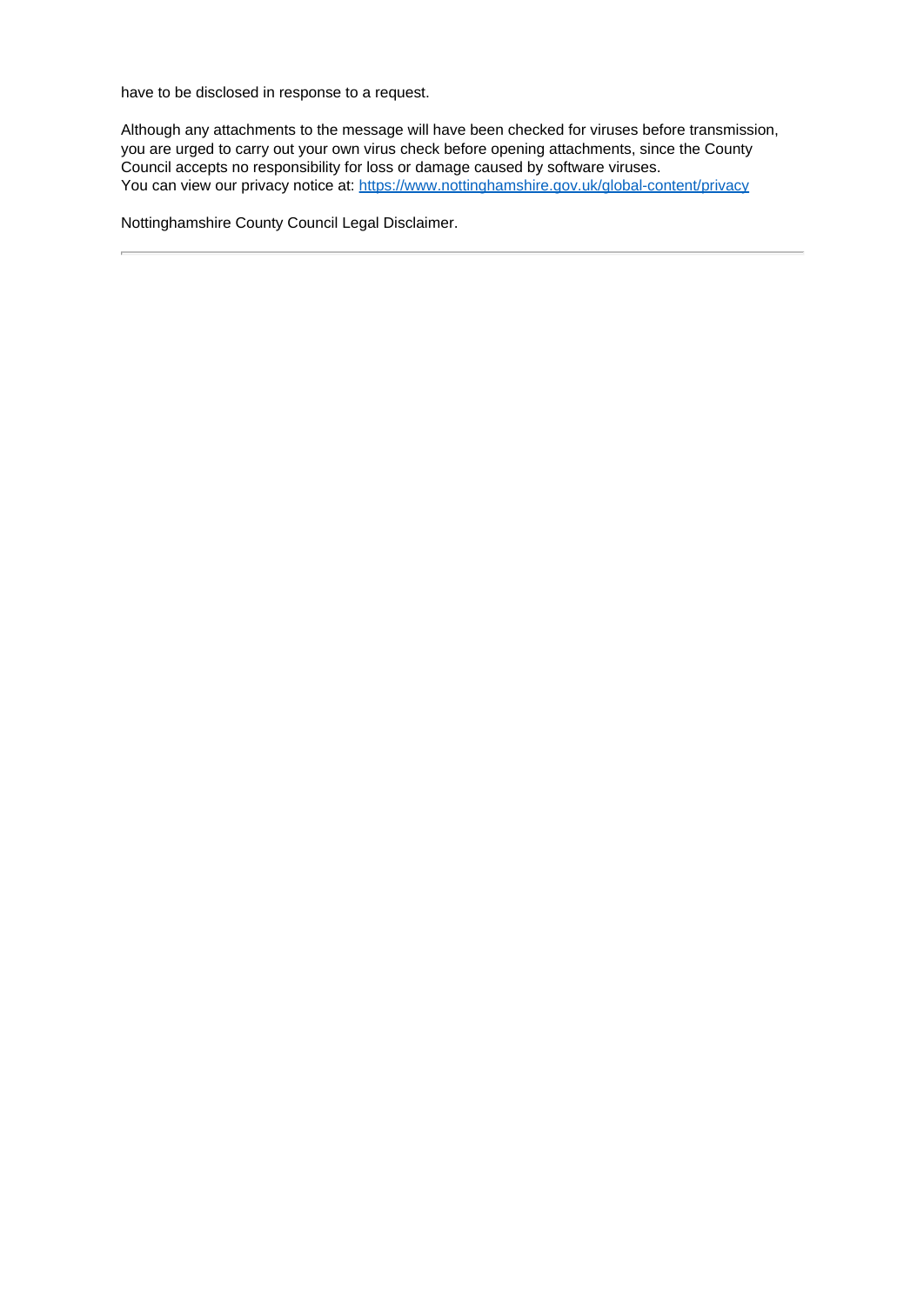have to be disclosed in response to a request.

Although any attachments to the message will have been checked for viruses before transmission, you are urged to carry out your own virus check before opening attachments, since the County Council accepts no responsibility for loss or damage caused by software viruses.
You can view our privacy notice at: [https://www.nottinghamshire.gov.uk/global-content/privacy](https://www.nottinghamshire.gov.uk/global-content/privacy)

Nottinghamshire County Council Legal Disclaimer.

---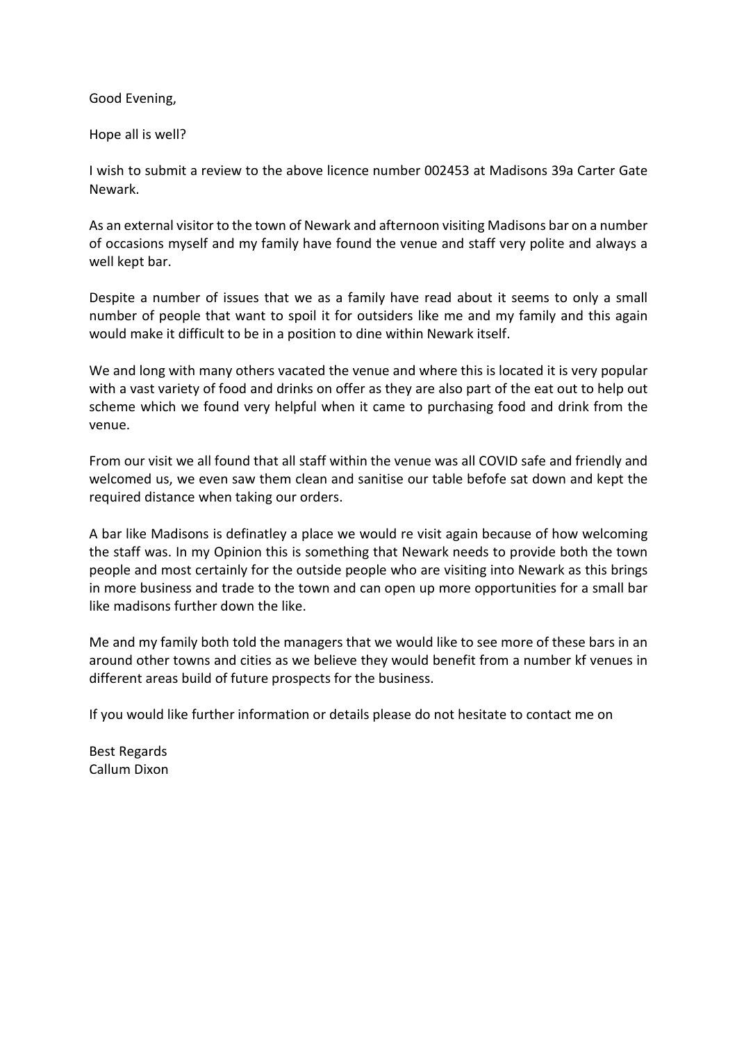Good Evening,

Hope all is well?

I wish to submit a review to the above licence number 002453 at Madisons 39a Carter Gate Newark.

As an external visitor to the town of Newark and afternoon visiting Madisons bar on a number of occasions myself and my family have found the venue and staff very polite and always a well kept bar.

Despite a number of issues that we as a family have read about it seems to only a small number of people that want to spoil it for outsiders like me and my family and this again would make it difficult to be in a position to dine within Newark itself.

We and long with many others vacated the venue and where this is located it is very popular with a vast variety of food and drinks on offer as they are also part of the eat out to help out scheme which we found very helpful when it came to purchasing food and drink from the venue.

From our visit we all found that all staff within the venue was all COVID safe and friendly and welcomed us, we even saw them clean and sanitise our table befofe sat down and kept the required distance when taking our orders.

A bar like Madisons is definatley a place we would re visit again because of how welcoming the staff was. In my Opinion this is something that Newark needs to provide both the town people and most certainly for the outside people who are visiting into Newark as this brings in more business and trade to the town and can open up more opportunities for a small bar like madisons further down the like.

Me and my family both told the managers that we would like to see more of these bars in an around other towns and cities as we believe they would benefit from a number kf venues in different areas build of future prospects for the business.

If you would like further information or details please do not hesitate to contact me on

Best Regards  
Callum Dixon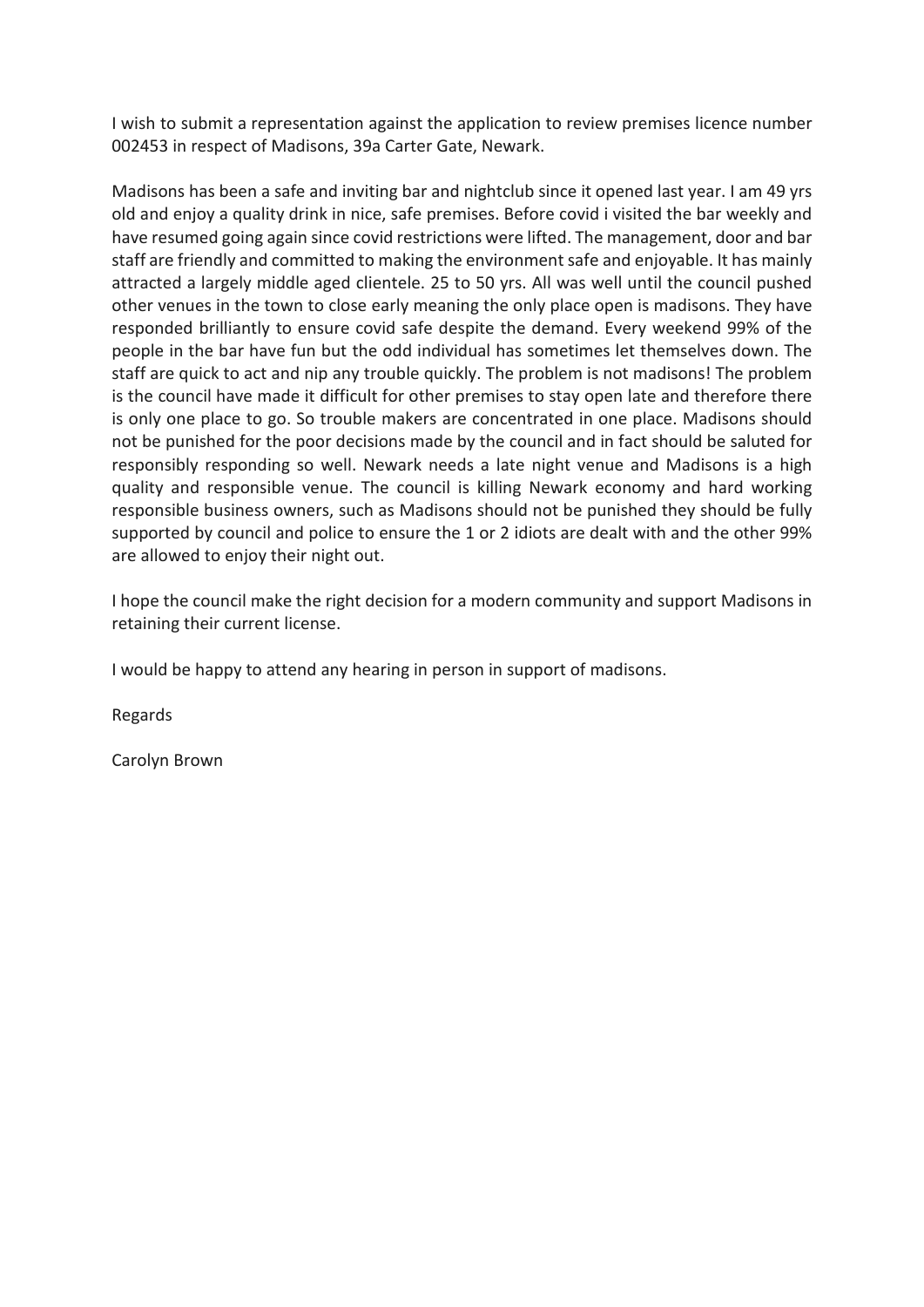I wish to submit a representation against the application to review premises licence number 002453 in respect of Madisons, 39a Carter Gate, Newark.

Madisons has been a safe and inviting bar and nightclub since it opened last year. I am 49 yrs old and enjoy a quality drink in nice, safe premises. Before covid i visited the bar weekly and have resumed going again since covid restrictions were lifted. The management, door and bar staff are friendly and committed to making the environment safe and enjoyable. It has mainly attracted a largely middle aged clientele. 25 to 50 yrs. All was well until the council pushed other venues in the town to close early meaning the only place open is madisons. They have responded brilliantly to ensure covid safe despite the demand. Every weekend 99% of the people in the bar have fun but the odd individual has sometimes let themselves down. The staff are quick to act and nip any trouble quickly. The problem is not madisons! The problem is the council have made it difficult for other premises to stay open late and therefore there is only one place to go. So trouble makers are concentrated in one place. Madisons should not be punished for the poor decisions made by the council and in fact should be saluted for responsibly responding so well. Newark needs a late night venue and Madisons is a high quality and responsible venue. The council is killing Newark economy and hard working responsible business owners, such as Madisons should not be punished they should be fully supported by council and police to ensure the 1 or 2 idiots are dealt with and the other 99% are allowed to enjoy their night out.

I hope the council make the right decision for a modern community and support Madisons in retaining their current license.

I would be happy to attend any hearing in person in support of madisons.

Regards

Carolyn Brown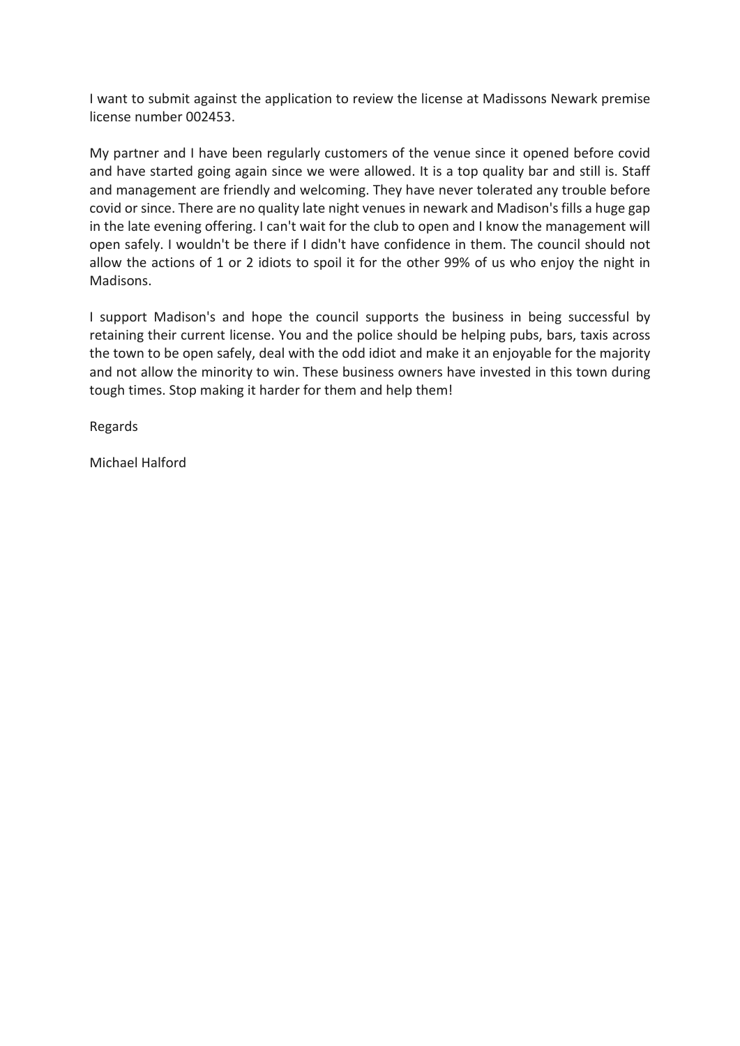I want to submit against the application to review the license at Madissons Newark premise license number 002453.

My partner and I have been regularly customers of the venue since it opened before covid and have started going again since we were allowed. It is a top quality bar and still is. Staff and management are friendly and welcoming. They have never tolerated any trouble before covid or since. There are no quality late night venues in newark and Madison's fills a huge gap in the late evening offering. I can't wait for the club to open and I know the management will open safely. I wouldn't be there if I didn't have confidence in them. The council should not allow the actions of 1 or 2 idiots to spoil it for the other 99% of us who enjoy the night in Madisons.

I support Madison's and hope the council supports the business in being successful by retaining their current license. You and the police should be helping pubs, bars, taxis across the town to be open safely, deal with the odd idiot and make it an enjoyable for the majority and not allow the minority to win. These business owners have invested in this town during tough times. Stop making it harder for them and help them!

Regards

Michael Halford